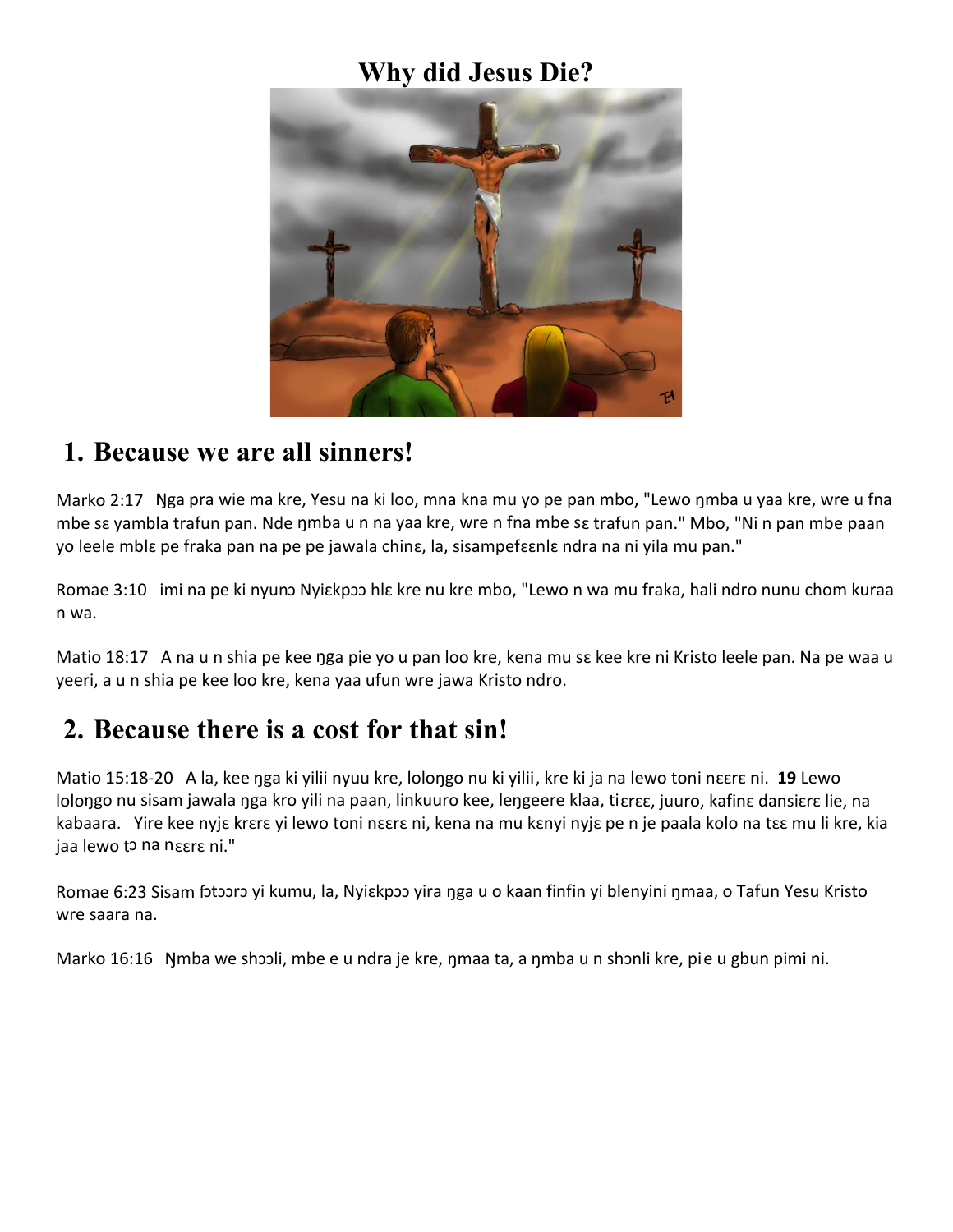# Why did Jesus Die?

## 1. Because we are all sinners!

Marko 2:17 Ŋga pra wie ma kre, Yesu na ki loo, mna kna mu yo pe pan mbo, "Lewo ŋmba u yaa kre, wre u fna mbe sɛ yambla trafun pan. Nde ŋmba u n na yaa kre, wre n fna mbe sɛ trafun pan." Mbo, "Ni n pan mbe paan yo leele mblɛ pe fraka pan na pe pe jawala chinɛ, la, sisampefɛɛnlɛ ndra na ni yila mu pan."

Romae 3:10 imi na pe ki nyunɔ Nyiɛkpɔɔ hlɛ kre nu kre mbo, "Lewo n wa mu fraka, hali ndro nunu chom kuraa n wa.

Matio 18:17 A na u n shia pe kee ŋga pie yo u pan loo kre, kena mu sɛ kee kre ni Kristo leele pan. Na pe waa u yeeri, a u n shia pe kee loo kre, kena yaa ufun wre jawa Kristo ndro.

## 2. Because there is a cost for that sin!

Matio 15:18-20 A la, kee ŋga ki yilii nyuu kre, loloŋgo nu ki yilii, kre ki ja na lewo toni nɛɛrɛ ni. **19** Lewo loloŋgo nu sisam jawala ŋga kro yili na paan, linkuuro kee, leŋgeere klaa, tiɛrɛɛ, juuro, kafinɛ dansiɛrɛ lie, na kabaara. Yire kee nyjɛ krɛrɛ yi lewo toni nɛɛrɛ ni, kena na mu kɛnyi nyjɛ pe n je paala kolo na tɛɛ mu li kre, kia jaa lewo tɔ na nɛɛrɛ ni."

Romae 6:23 Sisam ɓtɔɔrɔ yi kumu, la, Nyiɛkpɔɔ yira ŋga u o kaan finfin yi blenyini ŋmaa, o Tafun Yesu Kristo wre saara na.

Marko 16:16 Ŋmba we shɔɔli, mbe e u ndra je kre, ŋmaa ta, a ŋmba u n shɔnli kre, pie u gbun pimi ni.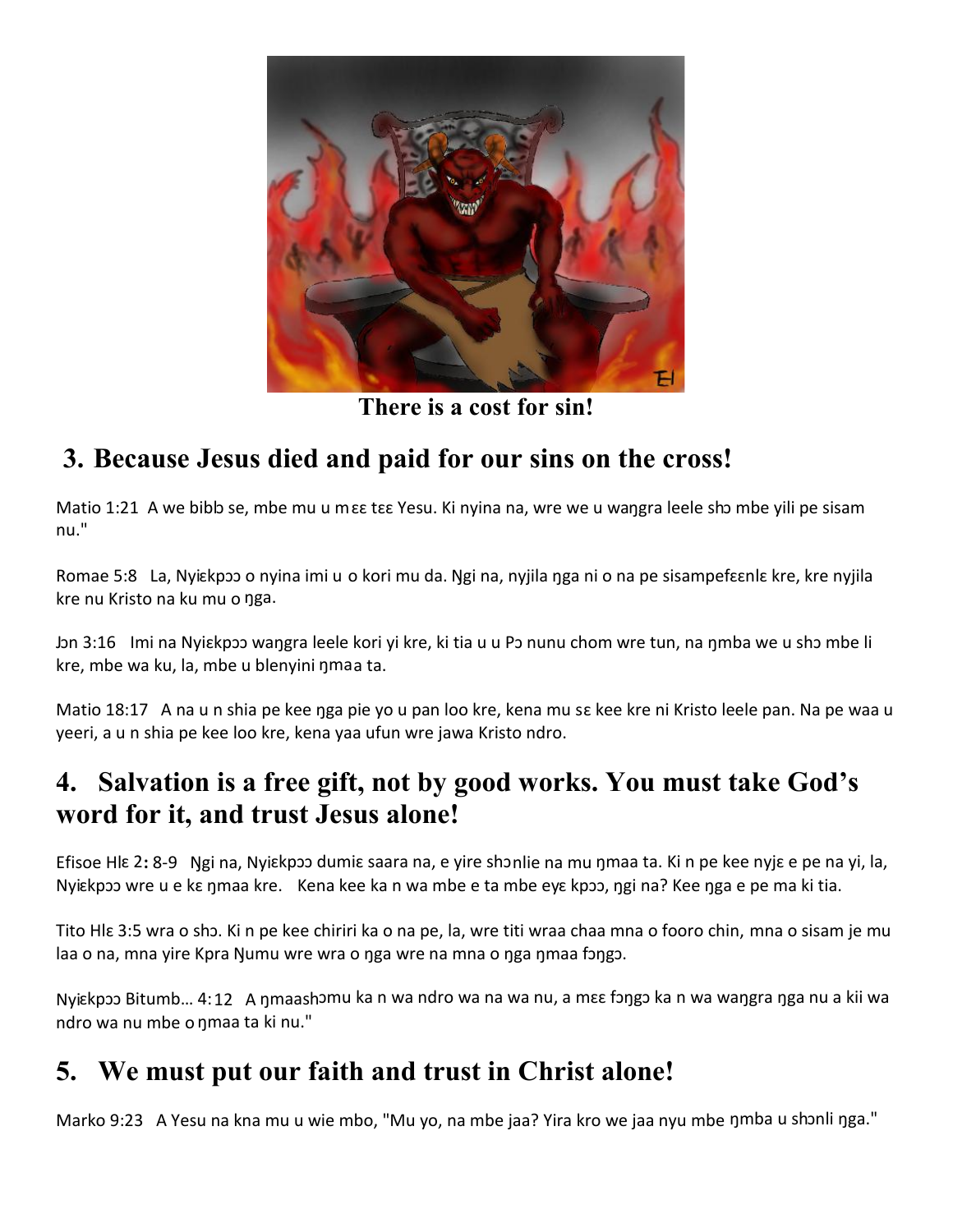There is a cost for sin!

## 3. Because Jesus died and paid for our sins on the cross!

Matio 1:21 A we bibb se, mbe mu u mɛɛ tɛɛ Yesu. Ki nyina na, wre we u waŋgra leele shɔ mbe yili pe sisam nu."

Romae 5:8 La, Nyiɛkpɔɔ o nyina imi u o kori mu da. Ŋgi na, nyjila ŋga ni o na pe sisampefɛɛnlɛ kre, kre nyjila kre nu Kristo na ku mu o ŋga.

Jɔn 3:16 Imi na Nyiɛkpɔɔ waŋgra leele kori yi kre, ki tia u u Pɔ nunu chom wre tun, na ŋmba we u shɔ mbe li kre, mbe wa ku, la, mbe u blenyini ŋmaa ta.

Matio 18:17 A na u n shia pe kee ŋga pie yo u pan loo kre, kena mu sɛ kee kre ni Kristo leele pan. Na pe waa u yeeri, a u n shia pe kee loo kre, kena yaa ufun wre jawa Kristo ndro.

## 4. Salvation is a free gift, not by good works. You must take God's word for it, and trust Jesus alone!

Efisoe Hlɛ 2: 8-9 Ŋgi na, Nyiɛkpɔɔ dumiɛ saara na, e yire shɔnlie na mu ŋmaa ta. Ki n pe kee nyjɛ e pe na yi, la, Nyiɛkpɔɔ wre u e kɛ ŋmaa kre. Kena kee ka n wa mbe e ta mbe eyɛ kpɔɔ, ŋgi na? Kee ŋga e pe ma ki tia.

Tito Hlɛ 3:5 wra o shɔ. Ki n pe kee chiriri ka o na pe, la, wre titi wraa chaa mna o fooro chin, mna o sisam je mu laa o na, mna yire Kpra Ŋumu wre wra o ŋga wre na mna o ŋga ŋmaa fɔŋgɔ.

Nyiɛkpɔɔ Bitumb… 4:12 A ŋmaashɔmu ka n wa ndro wa na wa nu, a mɛɛ fɔŋgɔ ka n wa waŋgra ŋga nu a kii wa ndro wa nu mbe o ŋmaa ta ki nu."

## 5. We must put our faith and trust in Christ alone!

Marko 9:23 A Yesu na kna mu u wie mbo, "Mu yo, na mbe jaa? Yira kro we jaa nyu mbe ŋmba u shɔnli ŋga."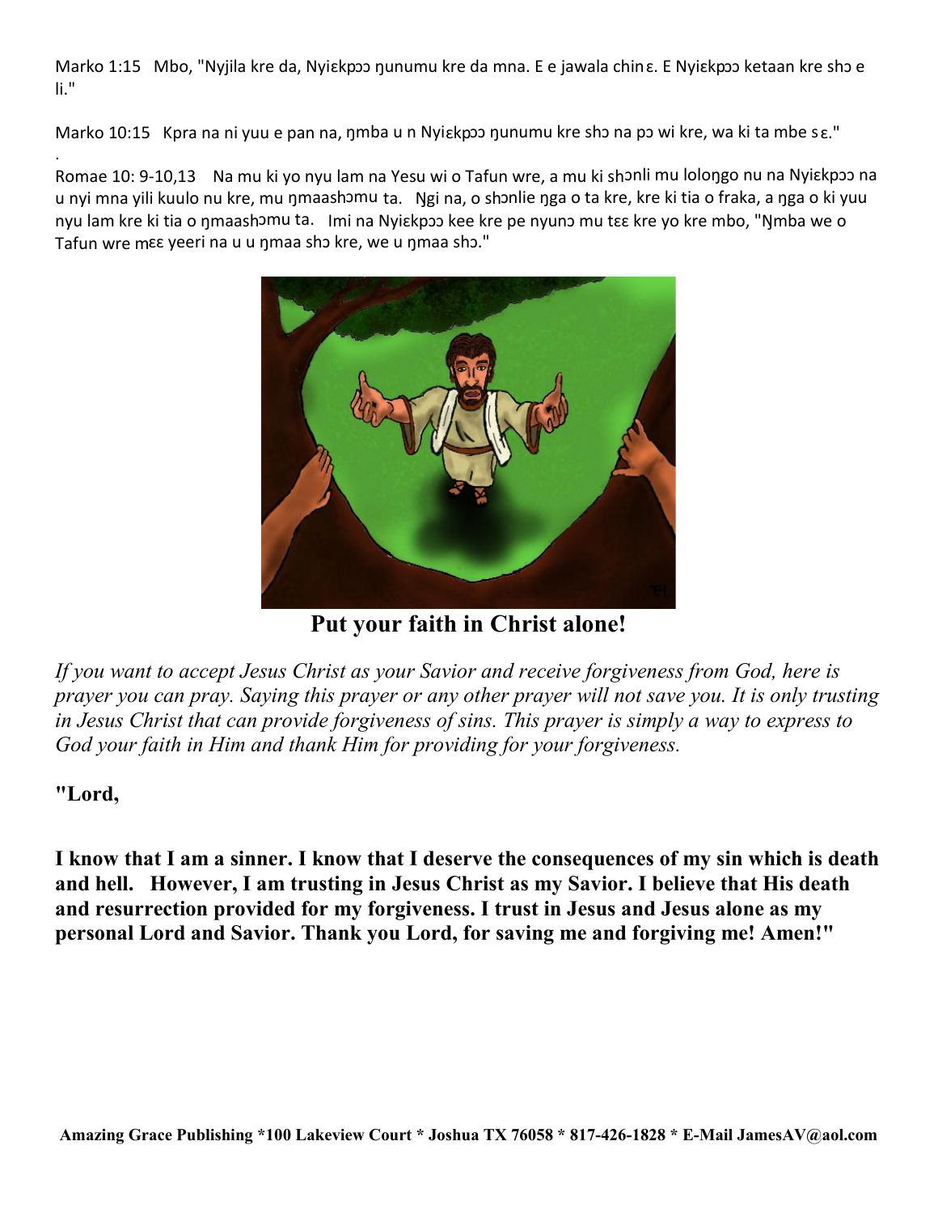Marko 1:15 Mbo, "Nyjila kre da, Nyiɛkpɔɔ ŋunumu kre da mna. E e jawala chinɛ. E Nyiɛkpɔɔ ketaan kre shɔ e li."

Marko 10:15 Kpra na ni yuu e pan na, ŋmba u n Nyiɛkpɔɔ ŋunumu kre shɔ na pɔ wi kre, wa ki ta mbe sɛ."

.

Romae 10: 9-10,13 Na mu ki yo nyu lam na Yesu wi o Tafun wre, a mu ki shɔnli mu loloŋgo nu na Nyiɛkpɔɔ na u nyi mna yili kuulo nu kre, mu ŋmaashɔmu ta. Ŋgi na, o shɔnlie ŋga o ta kre, kre ki tia o fraka, a ŋga o ki yuu nyu lam kre ki tia o ŋmaashɔmu ta. Imi na Nyiɛkpɔɔ kee kre pe nyunɔ mu tɛɛ kre yo kre mbo, "Ŋmba we o Tafun wre mɛɛ yeeri na u u ŋmaa shɔ kre, we u ŋmaa shɔ."

**Put your faith in Christ alone!**

*If you want to accept Jesus Christ as your Savior and receive forgiveness from God, here is prayer you can pray. Saying this prayer or any other prayer will not save you. It is only trusting in Jesus Christ that can provide forgiveness of sins. This prayer is simply a way to express to God your faith in Him and thank Him for providing for your forgiveness.*

**"Lord,**

**I know that I am a sinner. I know that I deserve the consequences of my sin which is death and hell. However, I am trusting in Jesus Christ as my Savior. I believe that His death and resurrection provided for my forgiveness. I trust in Jesus and Jesus alone as my personal Lord and Savior. Thank you Lord, for saving me and forgiving me! Amen!"**

**Amazing Grace Publishing *100 Lakeview Court * Joshua TX 76058 * 817-426-1828 * E-Mail JamesAV@aol.com**